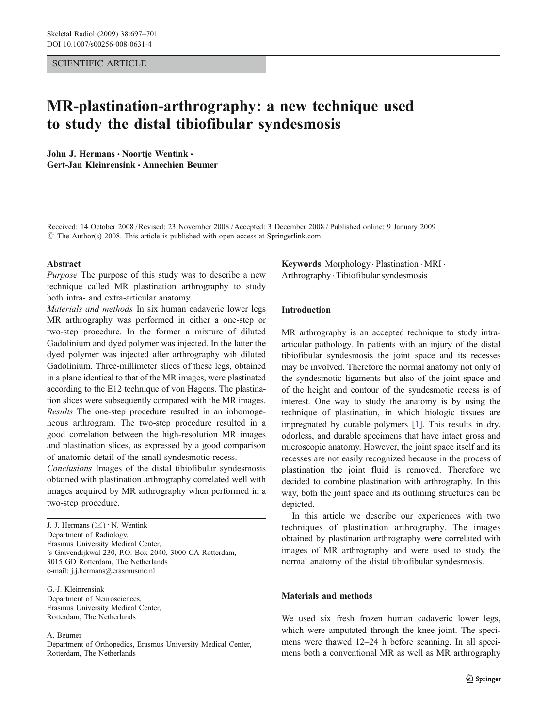SCIENTIFIC ARTICLE

# MR-plastination-arthrography: a new technique used to study the distal tibiofibular syndesmosis

**John J. Hermans · Noortje Wentink · Gert-Jan Kleinrensink · Annechien Beumer**

Received: 14 October 2008 / Revised: 23 November 2008 / Accepted: 3 December 2008 / Published online: 9 January 2009
© The Author(s) 2008. This article is published with open access at Springerlink.com

## Abstract

*Purpose* The purpose of this study was to describe a new technique called MR plastination arthrography to study both intra- and extra-articular anatomy.

*Materials and methods* In six human cadaveric lower legs MR arthrography was performed in either a one-step or two-step procedure. In the former a mixture of diluted Gadolinium and dyed polymer was injected. In the latter the dyed polymer was injected after arthrography wih diluted Gadolinium. Three-millimeter slices of these legs, obtained in a plane identical to that of the MR images, were plastinated according to the E12 technique of von Hagens. The plastination slices were subsequently compared with the MR images.

*Results* The one-step procedure resulted in an inhomogeneous arthrogram. The two-step procedure resulted in a good correlation between the high-resolution MR images and plastination slices, as expressed by a good comparison of anatomic detail of the small syndesmotic recess.

*Conclusions* Images of the distal tibiofibular syndesmosis obtained with plastination arthrography correlated well with images acquired by MR arthrography when performed in a two-step procedure.

J. J. Hermans (✉) · N. Wentink
Department of Radiology,
Erasmus University Medical Center,
's Gravendijkwal 230, P.O. Box 2040, 3000 CA Rotterdam,
3015 GD Rotterdam, The Netherlands
e-mail: j.j.hermans@erasmusmc.nl

G.-J. Kleinrensink
Department of Neurosciences,
Erasmus University Medical Center,
Rotterdam, The Netherlands

A. Beumer
Department of Orthopedics, Erasmus University Medical Center,
Rotterdam, The Netherlands

**Keywords** Morphology · Plastination · MRI · Arthrography · Tibiofibular syndesmosis

## Introduction

MR arthrography is an accepted technique to study intra-articular pathology. In patients with an injury of the distal tibiofibular syndesmosis the joint space and its recesses may be involved. Therefore the normal anatomy not only of the syndesmotic ligaments but also of the joint space and of the height and contour of the syndesmotic recess is of interest. One way to study the anatomy is by using the technique of plastination, in which biologic tissues are impregnated by curable polymers [1]. This results in dry, odorless, and durable specimens that have intact gross and microscopic anatomy. However, the joint space itself and its recesses are not easily recognized because in the process of plastination the joint fluid is removed. Therefore we decided to combine plastination with arthrography. In this way, both the joint space and its outlining structures can be depicted.

In this article we describe our experiences with two techniques of plastination arthrography. The images obtained by plastination arthrography were correlated with images of MR arthrography and were used to study the normal anatomy of the distal tibiofibular syndesmosis.

## Materials and methods

We used six fresh frozen human cadaveric lower legs, which were amputated through the knee joint. The specimens were thawed 12–24 h before scanning. In all specimens both a conventional MR as well as MR arthrography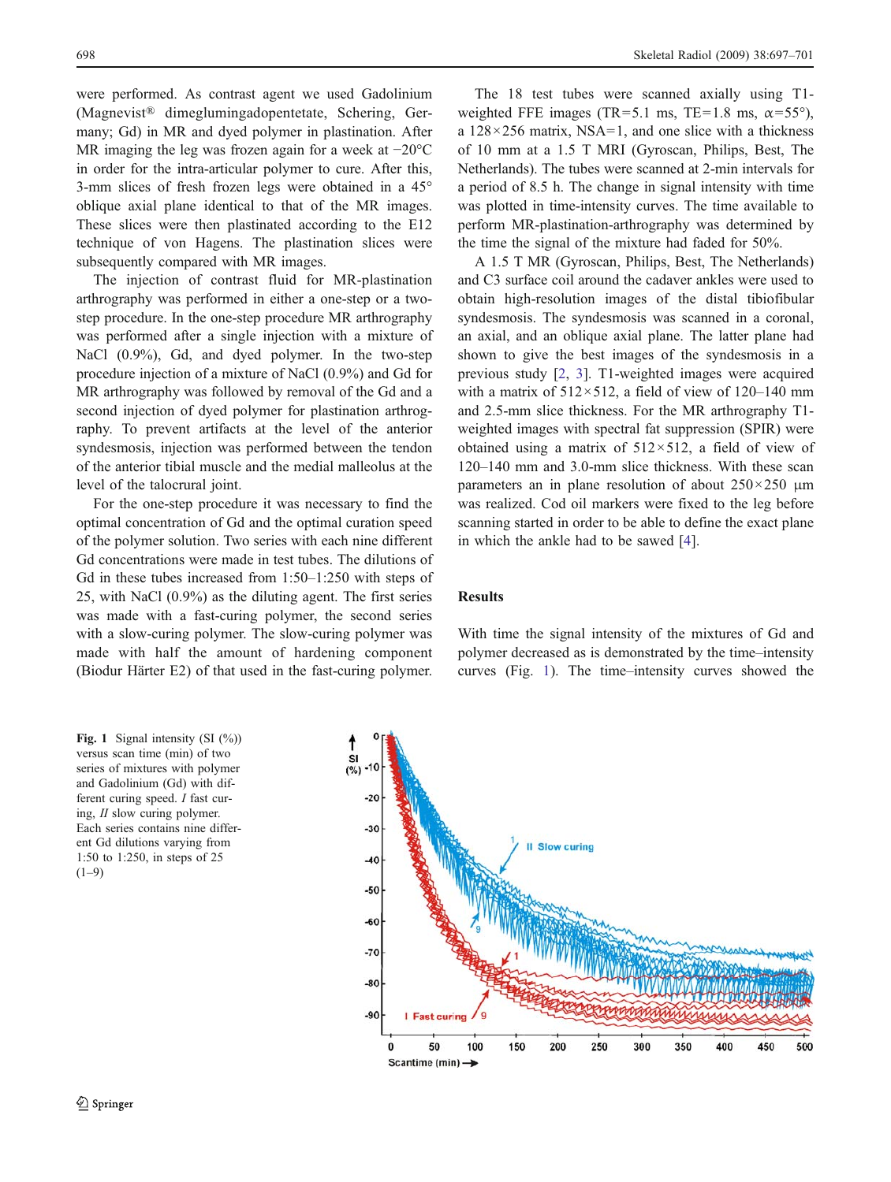were performed. As contrast agent we used Gadolinium (Magnevist® dimegluminga­dopentetate, Schering, Germany; Gd) in MR and dyed polymer in plastination. After MR imaging the leg was frozen again for a week at −20°C in order for the intra-articular polymer to cure. After this, 3-mm slices of fresh frozen legs were obtained in a 45° oblique axial plane identical to that of the MR images. These slices were then plastinated according to the E12 technique of von Hagens. The plastination slices were subsequently compared with MR images.

The injection of contrast fluid for MR-plastination arthrography was performed in either a one-step or a two-step procedure. In the one-step procedure MR arthrography was performed after a single injection with a mixture of NaCl (0.9%), Gd, and dyed polymer. In the two-step procedure injection of a mixture of NaCl (0.9%) and Gd for MR arthrography was followed by removal of the Gd and a second injection of dyed polymer for plastination arthrography. To prevent artifacts at the level of the anterior syndesmosis, injection was performed between the tendon of the anterior tibial muscle and the medial malleolus at the level of the talocrural joint.

For the one-step procedure it was necessary to find the optimal concentration of Gd and the optimal curation speed of the polymer solution. Two series with each nine different Gd concentrations were made in test tubes. The dilutions of Gd in these tubes increased from 1:50–1:250 with steps of 25, with NaCl (0.9%) as the diluting agent. The first series was made with a fast-curing polymer, the second series with a slow-curing polymer. The slow-curing polymer was made with half the amount of hardening component (Biodur Härter E2) of that used in the fast-curing polymer.

The 18 test tubes were scanned axially using T1-weighted FFE images (TR=5.1 ms, TE=1.8 ms, α=55°), a 128×256 matrix, NSA=1, and one slice with a thickness of 10 mm at a 1.5 T MRI (Gyroscan, Philips, Best, The Netherlands). The tubes were scanned at 2-min intervals for a period of 8.5 h. The change in signal intensity with time was plotted in time-intensity curves. The time available to perform MR-plastination-arthrography was determined by the time the signal of the mixture had faded for 50%.

A 1.5 T MR (Gyroscan, Philips, Best, The Netherlands) and C3 surface coil around the cadaver ankles were used to obtain high-resolution images of the distal tibiofibular syndesmosis. The syndesmosis was scanned in a coronal, an axial, and an oblique axial plane. The latter plane had shown to give the best images of the syndesmosis in a previous study [2, 3]. T1-weighted images were acquired with a matrix of 512×512, a field of view of 120–140 mm and 2.5-mm slice thickness. For the MR arthrography T1-weighted images with spectral fat suppression (SPIR) were obtained using a matrix of 512×512, a field of view of 120–140 mm and 3.0-mm slice thickness. With these scan parameters an in plane resolution of about 250×250 μm was realized. Cod oil markers were fixed to the leg before scanning started in order to be able to define the exact plane in which the ankle had to be sawed [4].

## Results

With time the signal intensity of the mixtures of Gd and polymer decreased as is demonstrated by the time–intensity curves (Fig. 1). The time–intensity curves showed the

**Fig. 1** Signal intensity (SI (%)) versus scan time (min) of two series of mixtures with polymer and Gadolinium (Gd) with different curing speed. *I* fast curing, *II* slow curing polymer. Each series contains nine different Gd dilutions varying from 1:50 to 1:250, in steps of 25 (1–9)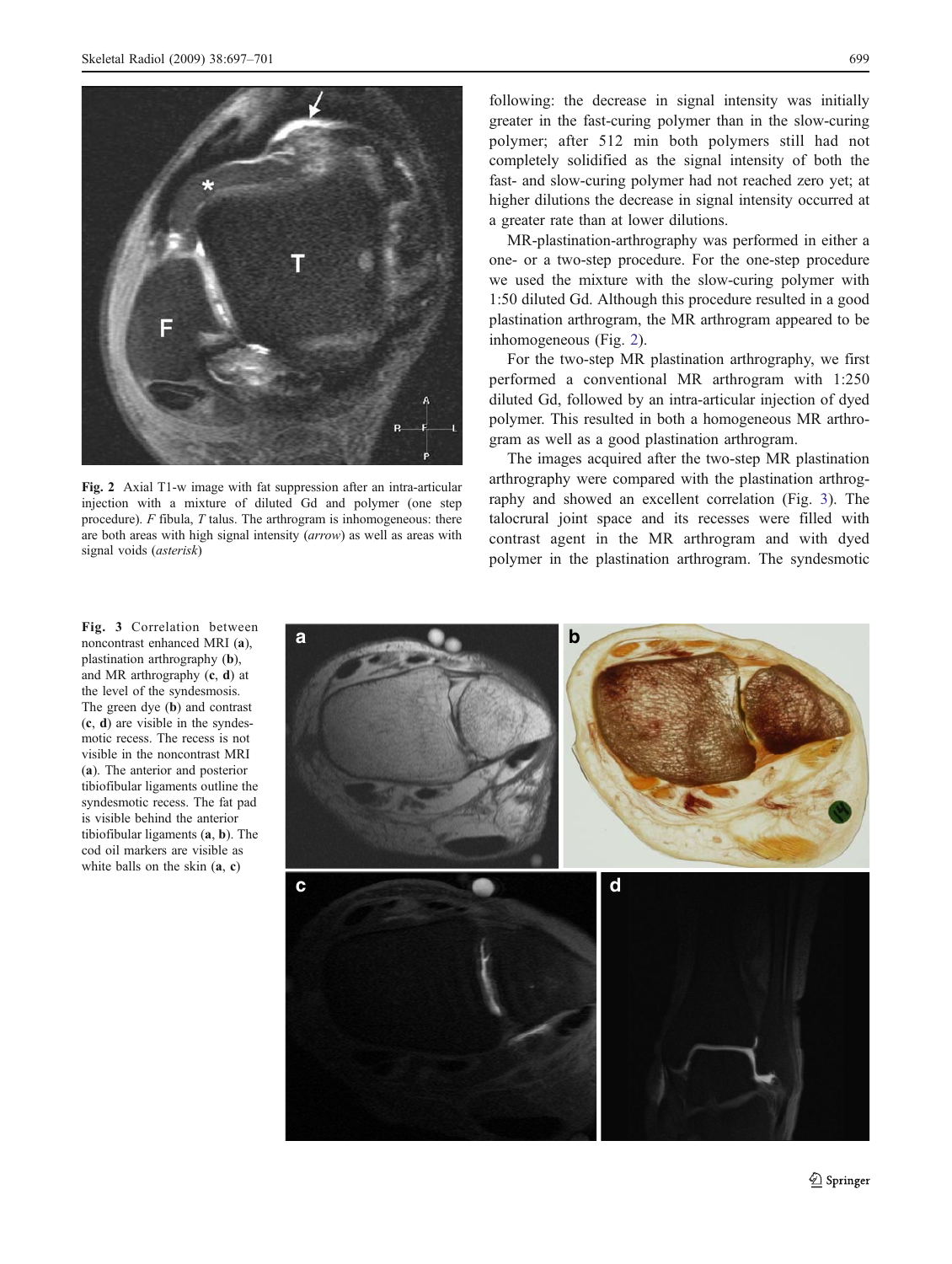Fig. 2 Axial T1-w image with fat suppression after an intra-articular injection with a mixture of diluted Gd and polymer (one step procedure). *F* fibula, *T* talus. The arthrogram is inhomogeneous: there are both areas with high signal intensity (*arrow*) as well as areas with signal voids (*asterisk*)

following: the decrease in signal intensity was initially greater in the fast-curing polymer than in the slow-curing polymer; after 512 min both polymers still had not completely solidified as the signal intensity of both the fast- and slow-curing polymer had not reached zero yet; at higher dilutions the decrease in signal intensity occurred at a greater rate than at lower dilutions.

MR-plastination-arthrography was performed in either a one- or a two-step procedure. For the one-step procedure we used the mixture with the slow-curing polymer with 1:50 diluted Gd. Although this procedure resulted in a good plastination arthrogram, the MR arthrogram appeared to be inhomogeneous (Fig. 2).

For the two-step MR plastination arthrography, we first performed a conventional MR arthrogram with 1:250 diluted Gd, followed by an intra-articular injection of dyed polymer. This resulted in both a homogeneous MR arthrogram as well as a good plastination arthrogram.

The images acquired after the two-step MR plastination arthrography were compared with the plastination arthrography and showed an excellent correlation (Fig. 3). The talocrural joint space and its recesses were filled with contrast agent in the MR arthrogram and with dyed polymer in the plastination arthrogram. The syndesmotic

Fig. 3 Correlation between noncontrast enhanced MRI (**a**), plastination arthrography (**b**), and MR arthrography (**c**, **d**) at the level of the syndesmosis. The green dye (**b**) and contrast (**c**, **d**) are visible in the syndesmotic recess. The recess is not visible in the noncontrast MRI (**a**). The anterior and posterior tibiofibular ligaments outline the syndesmotic recess. The fat pad is visible behind the anterior tibiofibular ligaments (**a**, **b**). The cod oil markers are visible as white balls on the skin (**a**, **c**)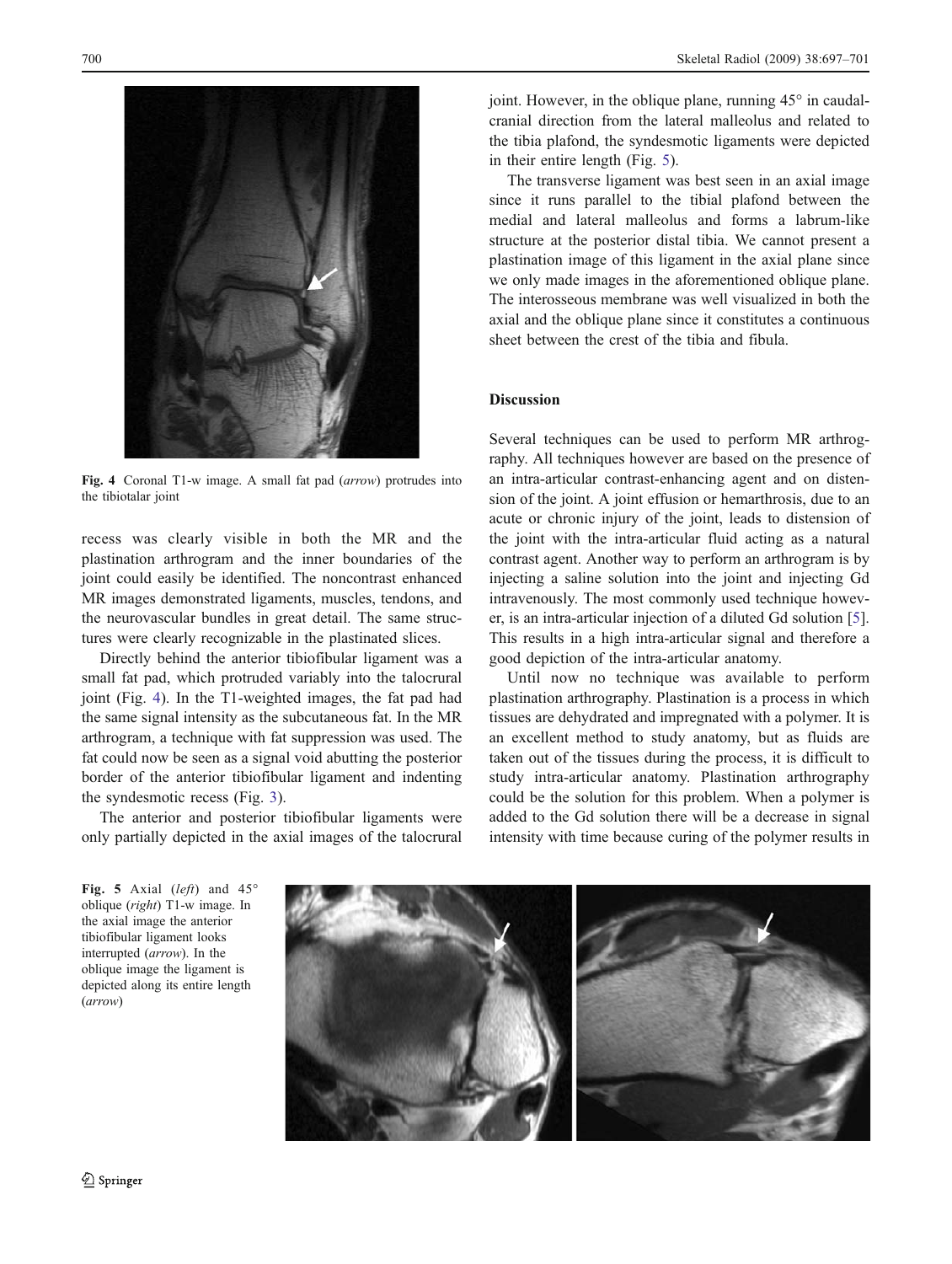Fig. 4 Coronal T1-w image. A small fat pad (*arrow*) protrudes into the tibiotalar joint

recess was clearly visible in both the MR and the plastination arthrogram and the inner boundaries of the joint could easily be identified. The noncontrast enhanced MR images demonstrated ligaments, muscles, tendons, and the neurovascular bundles in great detail. The same structures were clearly recognizable in the plastinated slices.

Directly behind the anterior tibiofibular ligament was a small fat pad, which protruded variably into the talocrural joint (Fig. 4). In the T1-weighted images, the fat pad had the same signal intensity as the subcutaneous fat. In the MR arthrogram, a technique with fat suppression was used. The fat could now be seen as a signal void abutting the posterior border of the anterior tibiofibular ligament and indenting the syndesmotic recess (Fig. 3).

The anterior and posterior tibiofibular ligaments were only partially depicted in the axial images of the talocrural joint. However, in the oblique plane, running 45° in caudal-cranial direction from the lateral malleolus and related to the tibia plafond, the syndesmotic ligaments were depicted in their entire length (Fig. 5).

The transverse ligament was best seen in an axial image since it runs parallel to the tibial plafond between the medial and lateral malleolus and forms a labrum-like structure at the posterior distal tibia. We cannot present a plastination image of this ligament in the axial plane since we only made images in the aforementioned oblique plane. The interosseous membrane was well visualized in both the axial and the oblique plane since it constitutes a continuous sheet between the crest of the tibia and fibula.

## Discussion

Several techniques can be used to perform MR arthrography. All techniques however are based on the presence of an intra-articular contrast-enhancing agent and on distension of the joint. A joint effusion or hemarthrosis, due to an acute or chronic injury of the joint, leads to distension of the joint with the intra-articular fluid acting as a natural contrast agent. Another way to perform an arthrogram is by injecting a saline solution into the joint and injecting Gd intravenously. The most commonly used technique however, is an intra-articular injection of a diluted Gd solution [5]. This results in a high intra-articular signal and therefore a good depiction of the intra-articular anatomy.

Until now no technique was available to perform plastination arthrography. Plastination is a process in which tissues are dehydrated and impregnated with a polymer. It is an excellent method to study anatomy, but as fluids are taken out of the tissues during the process, it is difficult to study intra-articular anatomy. Plastination arthrography could be the solution for this problem. When a polymer is added to the Gd solution there will be a decrease in signal intensity with time because curing of the polymer results in

Fig. 5 Axial (*left*) and 45° oblique (*right*) T1-w image. In the axial image the anterior tibiofibular ligament looks interrupted (*arrow*). In the oblique image the ligament is depicted along its entire length (*arrow*)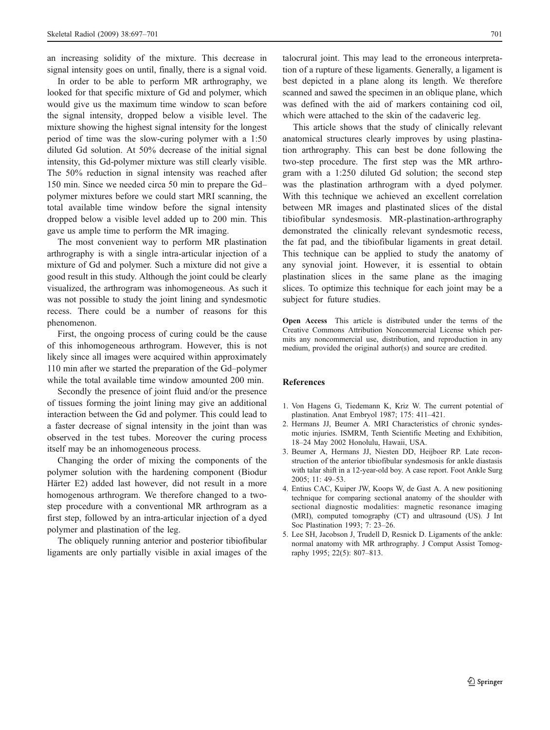an increasing solidity of the mixture. This decrease in signal intensity goes on until, finally, there is a signal void.

In order to be able to perform MR arthrography, we looked for that specific mixture of Gd and polymer, which would give us the maximum time window to scan before the signal intensity, dropped below a visible level. The mixture showing the highest signal intensity for the longest period of time was the slow-curing polymer with a 1:50 diluted Gd solution. At 50% decrease of the initial signal intensity, this Gd-polymer mixture was still clearly visible. The 50% reduction in signal intensity was reached after 150 min. Since we needed circa 50 min to prepare the Gd–polymer mixtures before we could start MRI scanning, the total available time window before the signal intensity dropped below a visible level added up to 200 min. This gave us ample time to perform the MR imaging.

The most convenient way to perform MR plastination arthrography is with a single intra-articular injection of a mixture of Gd and polymer. Such a mixture did not give a good result in this study. Although the joint could be clearly visualized, the arthrogram was inhomogeneous. As such it was not possible to study the joint lining and syndesmotic recess. There could be a number of reasons for this phenomenon.

First, the ongoing process of curing could be the cause of this inhomogeneous arthrogram. However, this is not likely since all images were acquired within approximately 110 min after we started the preparation of the Gd–polymer while the total available time window amounted 200 min.

Secondly the presence of joint fluid and/or the presence of tissues forming the joint lining may give an additional interaction between the Gd and polymer. This could lead to a faster decrease of signal intensity in the joint than was observed in the test tubes. Moreover the curing process itself may be an inhomogeneous process.

Changing the order of mixing the components of the polymer solution with the hardening component (Biodur Härter E2) added last however, did not result in a more homogenous arthrogram. We therefore changed to a two-step procedure with a conventional MR arthrogram as a first step, followed by an intra-articular injection of a dyed polymer and plastination of the leg.

The obliquely running anterior and posterior tibiofibular ligaments are only partially visible in axial images of the talocrural joint. This may lead to the erroneous interpretation of a rupture of these ligaments. Generally, a ligament is best depicted in a plane along its length. We therefore scanned and sawed the specimen in an oblique plane, which was defined with the aid of markers containing cod oil, which were attached to the skin of the cadaveric leg.

This article shows that the study of clinically relevant anatomical structures clearly improves by using plastination arthrography. This can best be done following the two-step procedure. The first step was the MR arthrogram with a 1:250 diluted Gd solution; the second step was the plastination arthrogram with a dyed polymer. With this technique we achieved an excellent correlation between MR images and plastinated slices of the distal tibiofibular syndesmosis. MR-plastination-arthrography demonstrated the clinically relevant syndesmotic recess, the fat pad, and the tibiofibular ligaments in great detail. This technique can be applied to study the anatomy of any synovial joint. However, it is essential to obtain plastination slices in the same plane as the imaging slices. To optimize this technique for each joint may be a subject for future studies.

**Open Access** This article is distributed under the terms of the Creative Commons Attribution Noncommercial License which permits any noncommercial use, distribution, and reproduction in any medium, provided the original author(s) and source are credited.

## References

1. Von Hagens G, Tiedemann K, Kriz W. The current potential of plastination. Anat Embryol 1987; 175: 411–421.
2. Hermans JJ, Beumer A. MRI Characteristics of chronic syndesmotic injuries. ISMRM, Tenth Scientific Meeting and Exhibition, 18–24 May 2002 Honolulu, Hawaii, USA.
3. Beumer A, Hermans JJ, Niesten DD, Heijboer RP. Late reconstruction of the anterior tibiofibular syndesmosis for ankle diastasis with talar shift in a 12-year-old boy. A case report. Foot Ankle Surg 2005; 11: 49–53.
4. Entius CAC, Kuiper JW, Koops W, de Gast A. A new positioning technique for comparing sectional anatomy of the shoulder with sectional diagnostic modalities: magnetic resonance imaging (MRI), computed tomography (CT) and ultrasound (US). J Int Soc Plastination 1993; 7: 23–26.
5. Lee SH, Jacobson J, Trudell D, Resnick D. Ligaments of the ankle: normal anatomy with MR arthrography. J Comput Assist Tomography 1995; 22(5): 807–813.